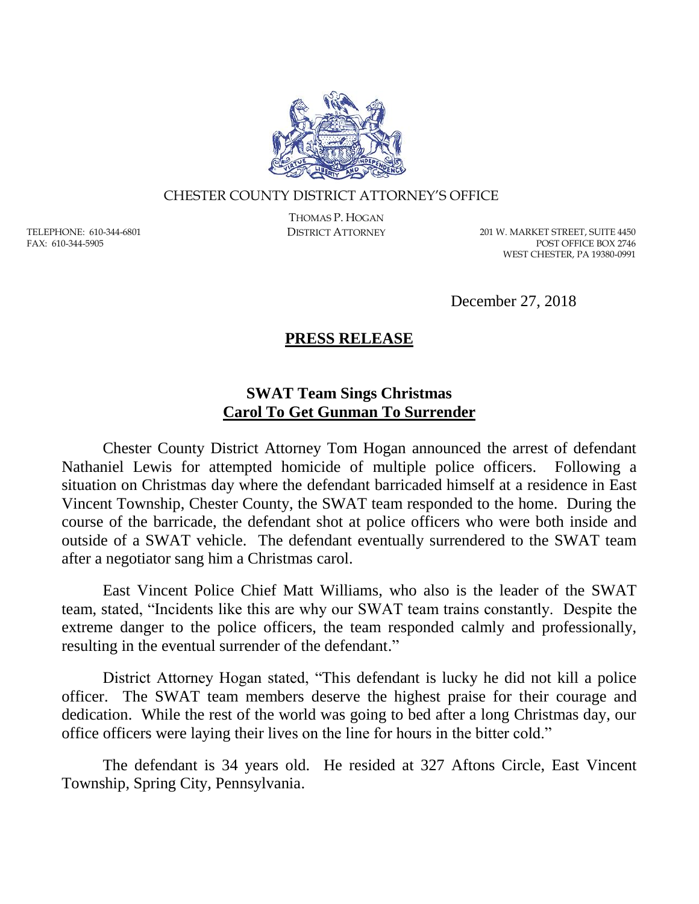CHESTER COUNTY DISTRICT ATTORNEY'S OFFICE

THOMAS P. HOGAN
DISTRICT ATTORNEY

TELEPHONE: 610-344-6801
FAX: 610-344-5905

201 W. MARKET STREET, SUITE 4450
POST OFFICE BOX 2746
WEST CHESTER, PA 19380-0991

December 27, 2018

## **PRESS RELEASE**

### **SWAT Team Sings Christmas Carol To Get Gunman To Surrender**

Chester County District Attorney Tom Hogan announced the arrest of defendant Nathaniel Lewis for attempted homicide of multiple police officers. Following a situation on Christmas day where the defendant barricaded himself at a residence in East Vincent Township, Chester County, the SWAT team responded to the home. During the course of the barricade, the defendant shot at police officers who were both inside and outside of a SWAT vehicle. The defendant eventually surrendered to the SWAT team after a negotiator sang him a Christmas carol.

East Vincent Police Chief Matt Williams, who also is the leader of the SWAT team, stated, "Incidents like this are why our SWAT team trains constantly. Despite the extreme danger to the police officers, the team responded calmly and professionally, resulting in the eventual surrender of the defendant."

District Attorney Hogan stated, "This defendant is lucky he did not kill a police officer. The SWAT team members deserve the highest praise for their courage and dedication. While the rest of the world was going to bed after a long Christmas day, our office officers were laying their lives on the line for hours in the bitter cold."

The defendant is 34 years old. He resided at 327 Aftons Circle, East Vincent Township, Spring City, Pennsylvania.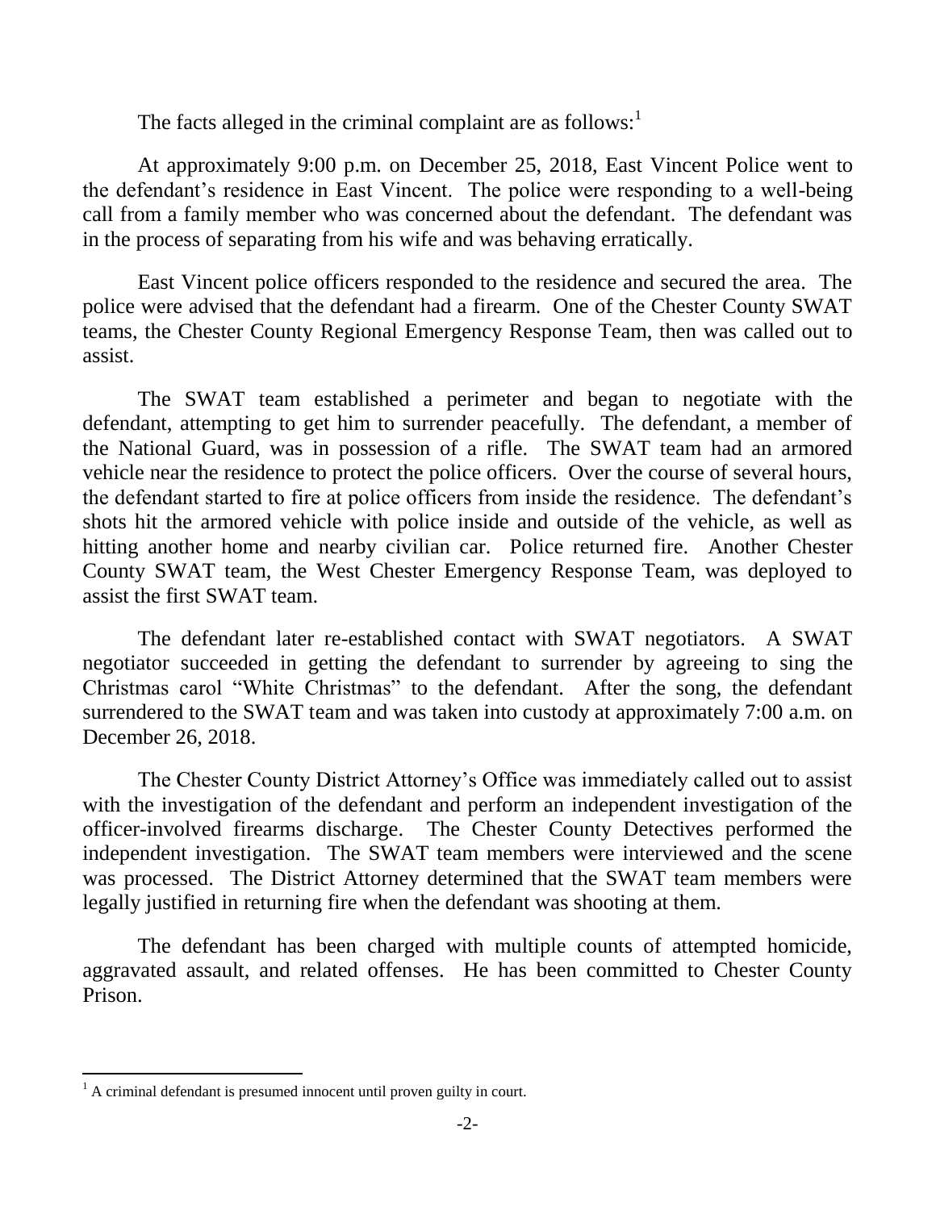The facts alleged in the criminal complaint are as follows:[1]

At approximately 9:00 p.m. on December 25, 2018, East Vincent Police went to the defendant's residence in East Vincent. The police were responding to a well-being call from a family member who was concerned about the defendant. The defendant was in the process of separating from his wife and was behaving erratically.

East Vincent police officers responded to the residence and secured the area. The police were advised that the defendant had a firearm. One of the Chester County SWAT teams, the Chester County Regional Emergency Response Team, then was called out to assist.

The SWAT team established a perimeter and began to negotiate with the defendant, attempting to get him to surrender peacefully. The defendant, a member of the National Guard, was in possession of a rifle. The SWAT team had an armored vehicle near the residence to protect the police officers. Over the course of several hours, the defendant started to fire at police officers from inside the residence. The defendant's shots hit the armored vehicle with police inside and outside of the vehicle, as well as hitting another home and nearby civilian car. Police returned fire. Another Chester County SWAT team, the West Chester Emergency Response Team, was deployed to assist the first SWAT team.

The defendant later re-established contact with SWAT negotiators. A SWAT negotiator succeeded in getting the defendant to surrender by agreeing to sing the Christmas carol "White Christmas" to the defendant. After the song, the defendant surrendered to the SWAT team and was taken into custody at approximately 7:00 a.m. on December 26, 2018.

The Chester County District Attorney's Office was immediately called out to assist with the investigation of the defendant and perform an independent investigation of the officer-involved firearms discharge. The Chester County Detectives performed the independent investigation. The SWAT team members were interviewed and the scene was processed. The District Attorney determined that the SWAT team members were legally justified in returning fire when the defendant was shooting at them.

The defendant has been charged with multiple counts of attempted homicide, aggravated assault, and related offenses. He has been committed to Chester County Prison.

---

[1] A criminal defendant is presumed innocent until proven guilty in court.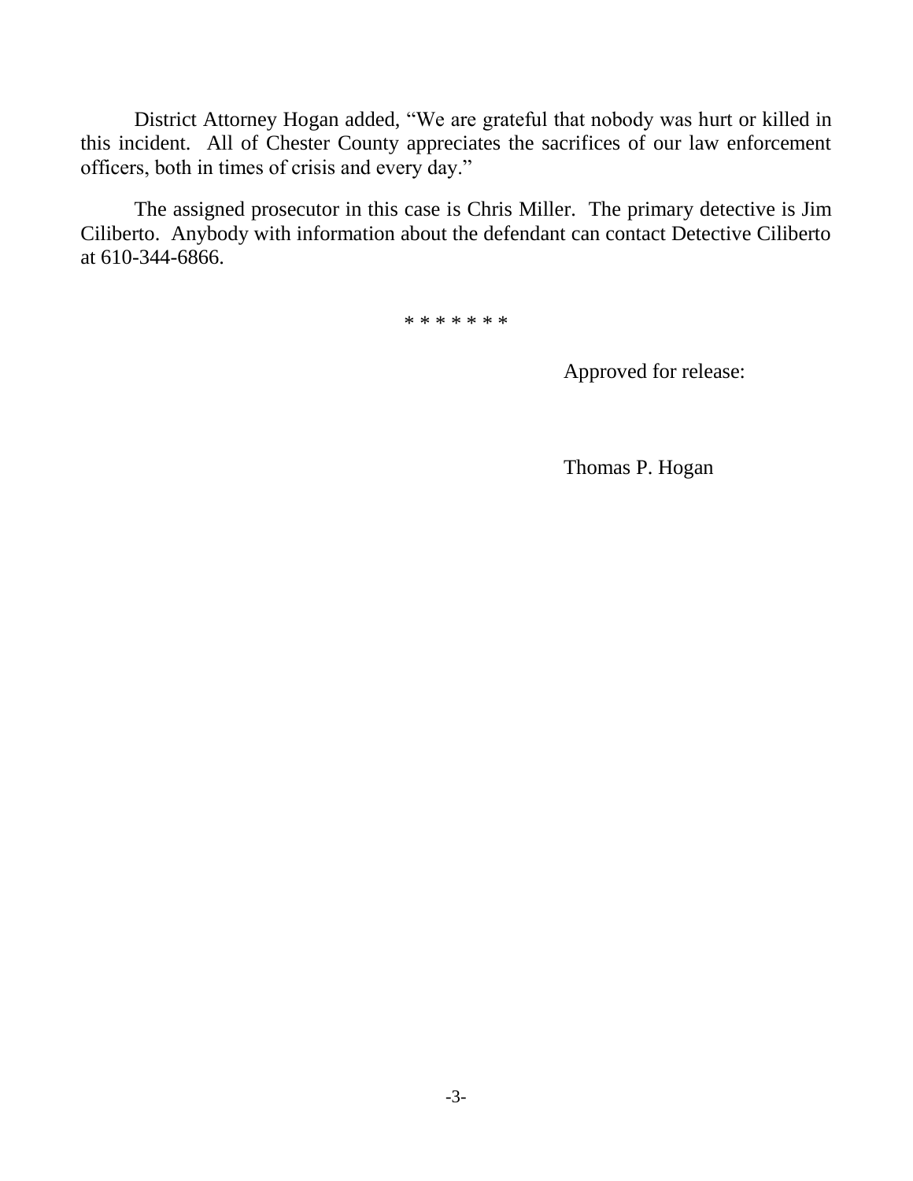District Attorney Hogan added, “We are grateful that nobody was hurt or killed in this incident. All of Chester County appreciates the sacrifices of our law enforcement officers, both in times of crisis and every day.”

The assigned prosecutor in this case is Chris Miller. The primary detective is Jim Ciliberto. Anybody with information about the defendant can contact Detective Ciliberto at 610-344-6866.

* * * * * * *

Approved for release:

Thomas P. Hogan